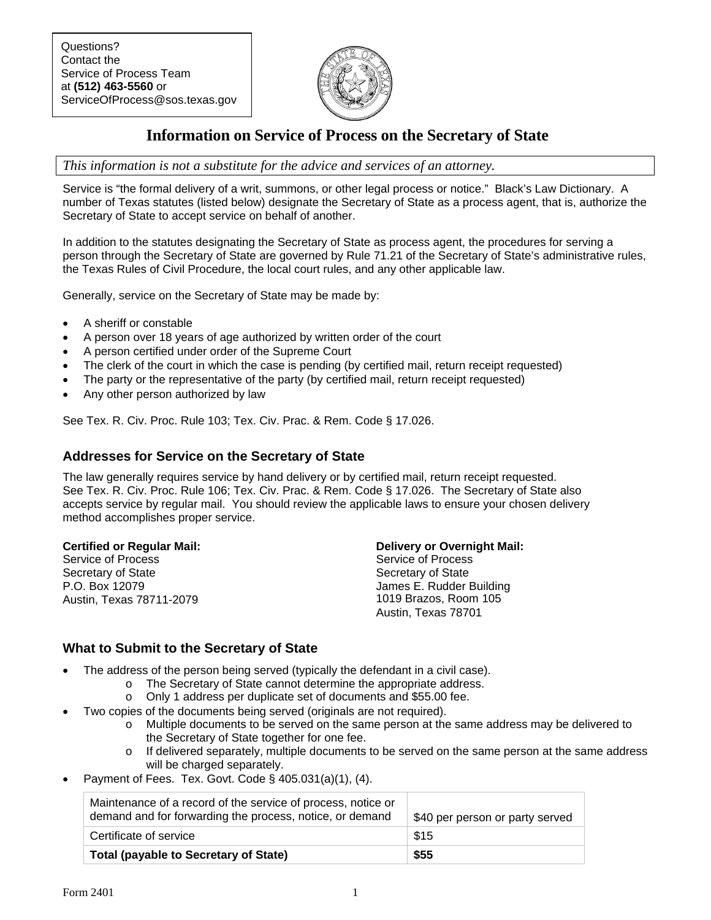Questions?
Contact the
Service of Process Team
at **(512) 463-5560** or
ServiceOfProcess@sos.texas.gov

# Information on Service of Process on the Secretary of State

*This information is not a substitute for the advice and services of an attorney.*

Service is "the formal delivery of a writ, summons, or other legal process or notice." Black's Law Dictionary. A number of Texas statutes (listed below) designate the Secretary of State as a process agent, that is, authorize the Secretary of State to accept service on behalf of another.

In addition to the statutes designating the Secretary of State as process agent, the procedures for serving a person through the Secretary of State are governed by Rule 71.21 of the Secretary of State's administrative rules, the Texas Rules of Civil Procedure, the local court rules, and any other applicable law.

Generally, service on the Secretary of State may be made by:

- A sheriff or constable
- A person over 18 years of age authorized by written order of the court
- A person certified under order of the Supreme Court
- The clerk of the court in which the case is pending (by certified mail, return receipt requested)
- The party or the representative of the party (by certified mail, return receipt requested)
- Any other person authorized by law

See Tex. R. Civ. Proc. Rule 103; Tex. Civ. Prac. & Rem. Code § 17.026.

## Addresses for Service on the Secretary of State

The law generally requires service by hand delivery or by certified mail, return receipt requested. See Tex. R. Civ. Proc. Rule 106; Tex. Civ. Prac. & Rem. Code § 17.026. The Secretary of State also accepts service by regular mail. You should review the applicable laws to ensure your chosen delivery method accomplishes proper service.

**Certified or Regular Mail:**
Service of Process
Secretary of State
P.O. Box 12079
Austin, Texas 78711-2079

**Delivery or Overnight Mail:**
Service of Process
Secretary of State
James E. Rudder Building
1019 Brazos, Room 105
Austin, Texas 78701

## What to Submit to the Secretary of State

- The address of the person being served (typically the defendant in a civil case).
  - The Secretary of State cannot determine the appropriate address.
  - Only 1 address per duplicate set of documents and $55.00 fee.
- Two copies of the documents being served (originals are not required).
  - Multiple documents to be served on the same person at the same address may be delivered to the Secretary of State together for one fee.
  - If delivered separately, multiple documents to be served on the same person at the same address will be charged separately.
- Payment of Fees. Tex. Govt. Code § 405.031(a)(1), (4).

| Maintenance of a record of the service of process, notice or demand and for forwarding the process, notice, or demand | $40 per person or party served |
|---|---|
| Certificate of service | $15 |
| **Total (payable to Secretary of State)** | **$55** |

Form 2401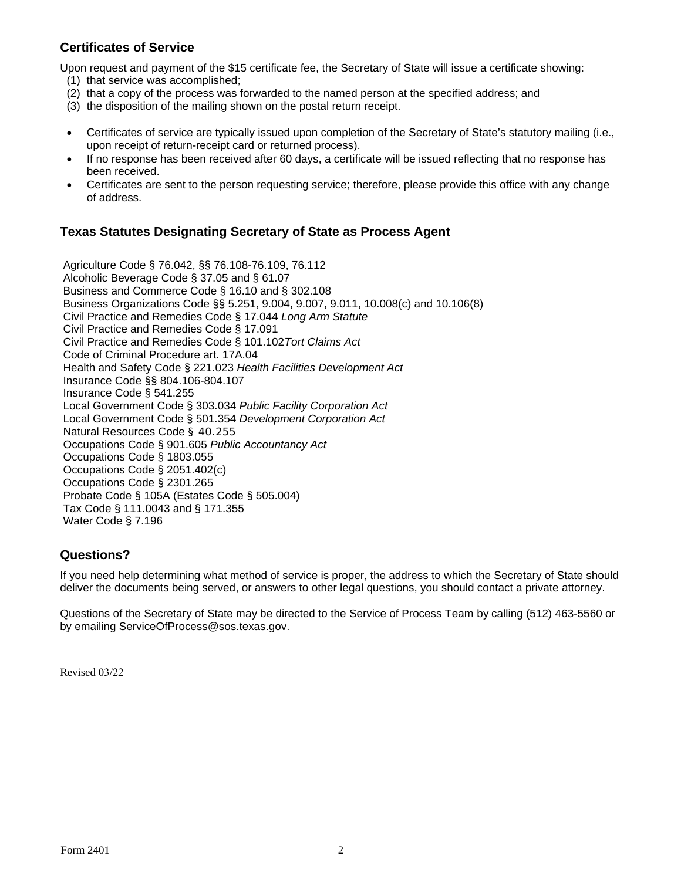## Certificates of Service

Upon request and payment of the $15 certificate fee, the Secretary of State will issue a certificate showing:

(1) that service was accomplished;
(2) that a copy of the process was forwarded to the named person at the specified address; and
(3) the disposition of the mailing shown on the postal return receipt.

- Certificates of service are typically issued upon completion of the Secretary of State's statutory mailing (i.e., upon receipt of return-receipt card or returned process).
- If no response has been received after 60 days, a certificate will be issued reflecting that no response has been received.
- Certificates are sent to the person requesting service; therefore, please provide this office with any change of address.

## Texas Statutes Designating Secretary of State as Process Agent

Agriculture Code § 76.042, §§ 76.108-76.109, 76.112
Alcoholic Beverage Code § 37.05 and § 61.07
Business and Commerce Code § 16.10 and § 302.108
Business Organizations Code §§ 5.251, 9.004, 9.007, 9.011, 10.008(c) and 10.106(8)
Civil Practice and Remedies Code § 17.044 *Long Arm Statute*
Civil Practice and Remedies Code § 17.091
Civil Practice and Remedies Code § 101.102*Tort Claims Act*
Code of Criminal Procedure art. 17A.04
Health and Safety Code § 221.023 *Health Facilities Development Act*
Insurance Code §§ 804.106-804.107
Insurance Code § 541.255
Local Government Code § 303.034 *Public Facility Corporation Act*
Local Government Code § 501.354 *Development Corporation Act*
Natural Resources Code § 40.255
Occupations Code § 901.605 *Public Accountancy Act*
Occupations Code § 1803.055
Occupations Code § 2051.402(c)
Occupations Code § 2301.265
Probate Code § 105A (Estates Code § 505.004)
Tax Code § 111.0043 and § 171.355
Water Code § 7.196

## Questions?

If you need help determining what method of service is proper, the address to which the Secretary of State should deliver the documents being served, or answers to other legal questions, you should contact a private attorney.

Questions of the Secretary of State may be directed to the Service of Process Team by calling (512) 463-5560 or by emailing ServiceOfProcess@sos.texas.gov.

Revised 03/22

Form 2401